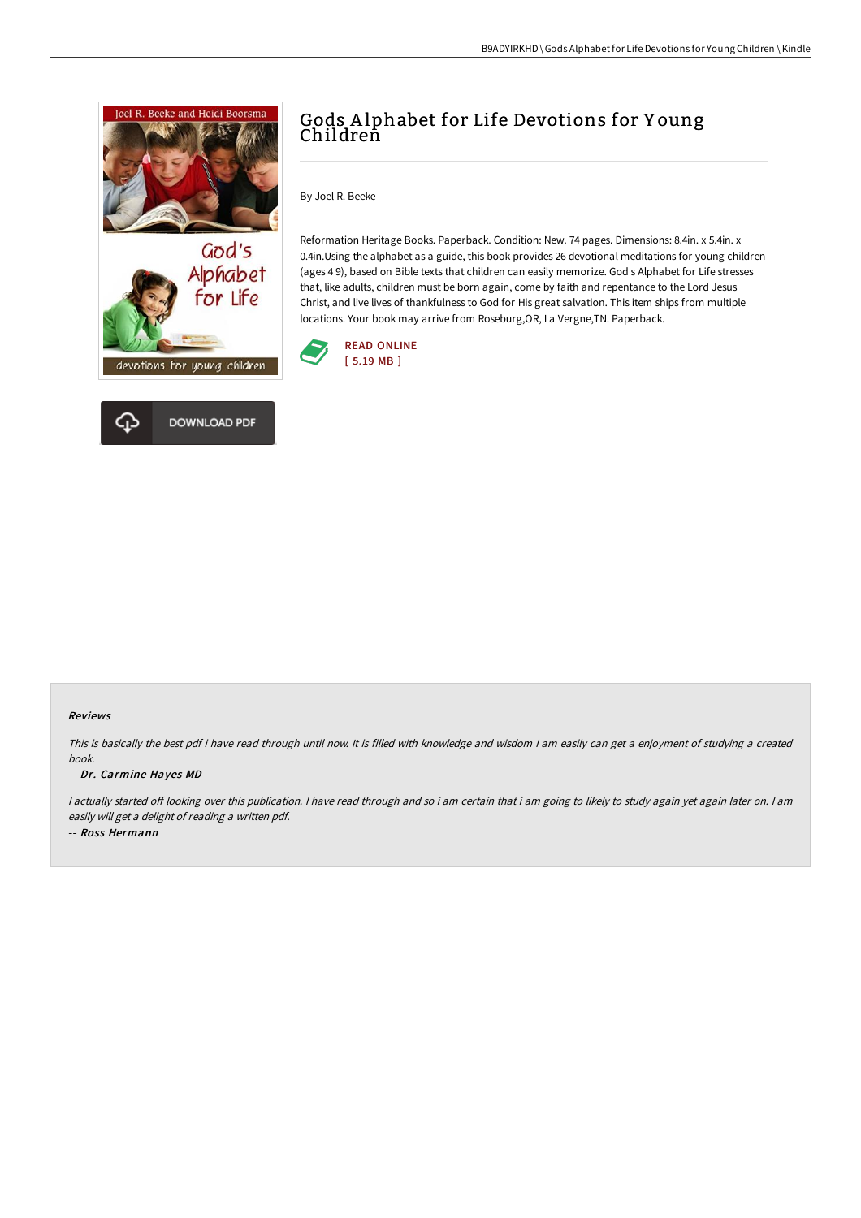# Gods Alphabet for Life Devotions for Young Children

By Joel R. Beeke

Reformation Heritage Books. Paperback. Condition: New. 74 pages. Dimensions: 8.4in. x 5.4in. x 0.4in.Using the alphabet as a guide, this book provides 26 devotional meditations for young children (ages 4 9), based on Bible texts that children can easily memorize. God s Alphabet for Life stresses that, like adults, children must be born again, come by faith and repentance to the Lord Jesus Christ, and live lives of thankfulness to God for His great salvation. This item ships from multiple locations. Your book may arrive from Roseburg,OR, La Vergne,TN. Paperback.

READ ONLINE
[ 5.19 MB ]

DOWNLOAD PDF

### Reviews

*This is basically the best pdf i have read through until now. It is filled with knowledge and wisdom I am easily can get a enjoyment of studying a created book.*

-- ***Dr. Carmine Hayes MD***

*I actually started off looking over this publication. I have read through and so i am certain that i am going to likely to study again yet again later on. I am easily will get a delight of reading a written pdf.*

-- ***Ross Hermann***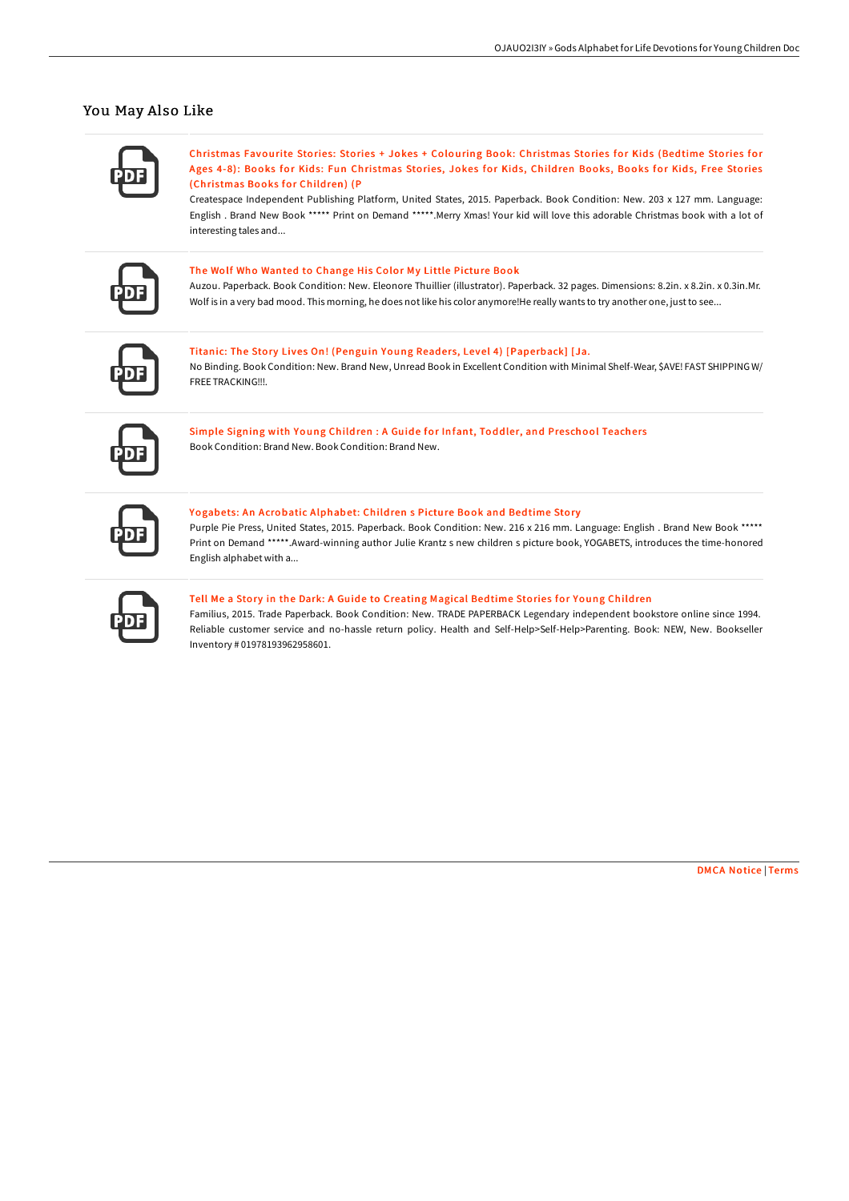## You May Also Like

**Christmas Favourite Stories: Stories + Jokes + Colouring Book: Christmas Stories for Kids (Bedtime Stories for Ages 4-8): Books for Kids: Fun Christmas Stories, Jokes for Kids, Children Books, Books for Kids, Free Stories (Christmas Books for Children) (P**

Createspace Independent Publishing Platform, United States, 2015. Paperback. Book Condition: New. 203 x 127 mm. Language: English . Brand New Book ***** Print on Demand *****.Merry Xmas! Your kid will love this adorable Christmas book with a lot of interesting tales and...

**The Wolf Who Wanted to Change His Color My Little Picture Book**

Auzou. Paperback. Book Condition: New. Eleonore Thuillier (illustrator). Paperback. 32 pages. Dimensions: 8.2in. x 8.2in. x 0.3in.Mr. Wolf is in a very bad mood. This morning, he does not like his color anymore!He really wants to try another one, just to see...

**Titanic: The Story Lives On! (Penguin Young Readers, Level 4) [Paperback] [Ja.**

No Binding. Book Condition: New. Brand New, Unread Book in Excellent Condition with Minimal Shelf-Wear, $AVE! FAST SHIPPING W/ FREE TRACKING!!!.

**Simple Signing with Young Children : A Guide for Infant, Toddler, and Preschool Teachers**

Book Condition: Brand New. Book Condition: Brand New.

**Yogabets: An Acrobatic Alphabet: Children s Picture Book and Bedtime Story**

Purple Pie Press, United States, 2015. Paperback. Book Condition: New. 216 x 216 mm. Language: English . Brand New Book ***** Print on Demand *****.Award-winning author Julie Krantz s new children s picture book, YOGABETS, introduces the time-honored English alphabet with a...

**Tell Me a Story in the Dark: A Guide to Creating Magical Bedtime Stories for Young Children**

Familius, 2015. Trade Paperback. Book Condition: New. TRADE PAPERBACK Legendary independent bookstore online since 1994. Reliable customer service and no-hassle return policy. Health and Self-Help>Self-Help>Parenting. Book: NEW, New. Bookseller Inventory # 01978193962958601.

DMCA Notice | Terms